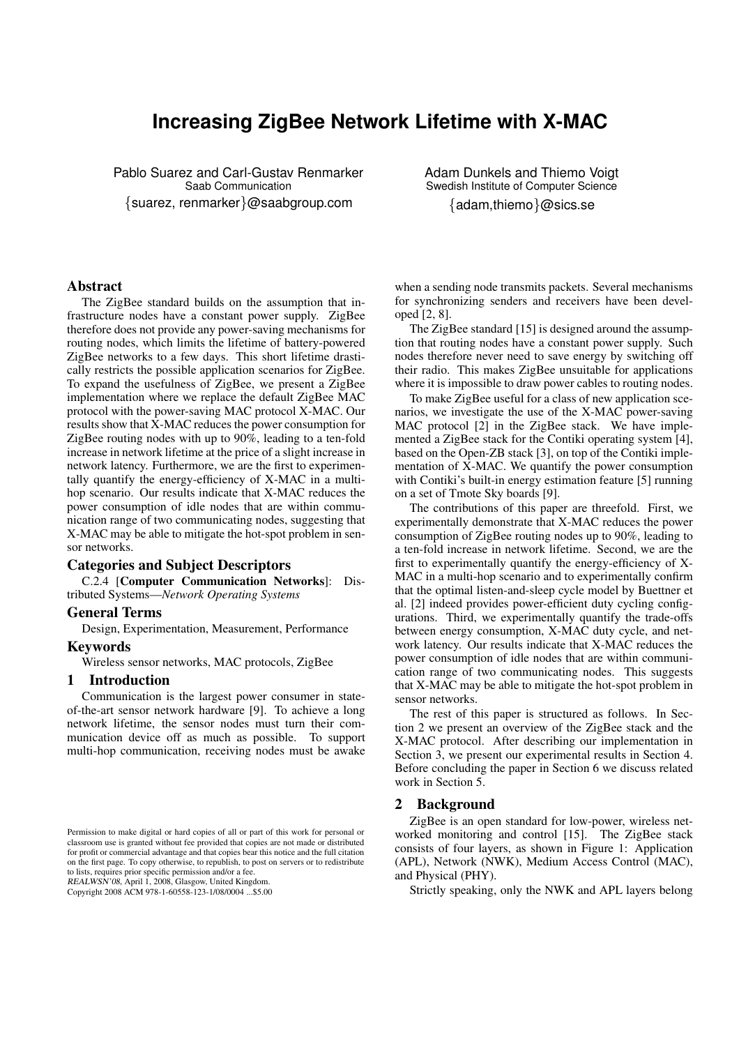# Increasing ZigBee Network Lifetime with X-MAC

Pablo Suarez and Carl-Gustav Renmarker
Saab Communication
{suarez, renmarker}@saabgroup.com

Adam Dunkels and Thiemo Voigt
Swedish Institute of Computer Science
{adam,thiemo}@sics.se

## Abstract

The ZigBee standard builds on the assumption that infrastructure nodes have a constant power supply. ZigBee therefore does not provide any power-saving mechanisms for routing nodes, which limits the lifetime of battery-powered ZigBee networks to a few days. This short lifetime drastically restricts the possible application scenarios for ZigBee. To expand the usefulness of ZigBee, we present a ZigBee implementation where we replace the default ZigBee MAC protocol with the power-saving MAC protocol X-MAC. Our results show that X-MAC reduces the power consumption for ZigBee routing nodes with up to 90%, leading to a ten-fold increase in network lifetime at the price of a slight increase in network latency. Furthermore, we are the first to experimentally quantify the energy-efficiency of X-MAC in a multi-hop scenario. Our results indicate that X-MAC reduces the power consumption of idle nodes that are within communication range of two communicating nodes, suggesting that X-MAC may be able to mitigate the hot-spot problem in sensor networks.

## Categories and Subject Descriptors

C.2.4 [**Computer Communication Networks**]: Distributed Systems—*Network Operating Systems*

## General Terms

Design, Experimentation, Measurement, Performance

## Keywords

Wireless sensor networks, MAC protocols, ZigBee

## 1 Introduction

Communication is the largest power consumer in state-of-the-art sensor network hardware [9]. To achieve a long network lifetime, the sensor nodes must turn their communication device off as much as possible. To support multi-hop communication, receiving nodes must be awake when a sending node transmits packets. Several mechanisms for synchronizing senders and receivers have been developed [2, 8].

The ZigBee standard [15] is designed around the assumption that routing nodes have a constant power supply. Such nodes therefore never need to save energy by switching off their radio. This makes ZigBee unsuitable for applications where it is impossible to draw power cables to routing nodes.

To make ZigBee useful for a class of new application scenarios, we investigate the use of the X-MAC power-saving MAC protocol [2] in the ZigBee stack. We have implemented a ZigBee stack for the Contiki operating system [4], based on the Open-ZB stack [3], on top of the Contiki implementation of X-MAC. We quantify the power consumption with Contiki's built-in energy estimation feature [5] running on a set of Tmote Sky boards [9].

The contributions of this paper are threefold. First, we experimentally demonstrate that X-MAC reduces the power consumption of ZigBee routing nodes up to 90%, leading to a ten-fold increase in network lifetime. Second, we are the first to experimentally quantify the energy-efficiency of X-MAC in a multi-hop scenario and to experimentally confirm that the optimal listen-and-sleep cycle model by Buettner et al. [2] indeed provides power-efficient duty cycling configurations. Third, we experimentally quantify the trade-offs between energy consumption, X-MAC duty cycle, and network latency. Our results indicate that X-MAC reduces the power consumption of idle nodes that are within communication range of two communicating nodes. This suggests that X-MAC may be able to mitigate the hot-spot problem in sensor networks.

The rest of this paper is structured as follows. In Section 2 we present an overview of the ZigBee stack and the X-MAC protocol. After describing our implementation in Section 3, we present our experimental results in Section 4. Before concluding the paper in Section 6 we discuss related work in Section 5.

## 2 Background

ZigBee is an open standard for low-power, wireless networked monitoring and control [15]. The ZigBee stack consists of four layers, as shown in Figure 1: Application (APL), Network (NWK), Medium Access Control (MAC), and Physical (PHY).

Strictly speaking, only the NWK and APL layers belong

Permission to make digital or hard copies of all or part of this work for personal or classroom use is granted without fee provided that copies are not made or distributed for profit or commercial advantage and that copies bear this notice and the full citation on the first page. To copy otherwise, to republish, to post on servers or to redistribute to lists, requires prior specific permission and/or a fee.
*REALWSN'08*, April 1, 2008, Glasgow, United Kingdom.
Copyright 2008 ACM 978-1-60558-123-1/08/0004 ...$5.00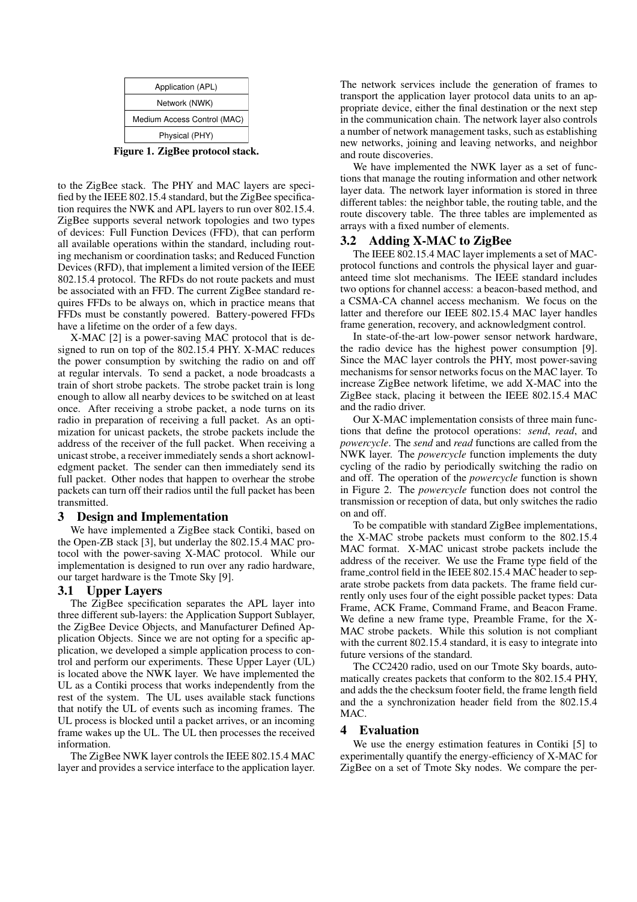| Application (APL) |
|---|
| Network (NWK) |
| Medium Access Control (MAC) |
| Physical (PHY) |

**Figure 1. ZigBee protocol stack.**

to the ZigBee stack. The PHY and MAC layers are specified by the IEEE 802.15.4 standard, but the ZigBee specification requires the NWK and APL layers to run over 802.15.4. ZigBee supports several network topologies and two types of devices: Full Function Devices (FFD), that can perform all available operations within the standard, including routing mechanism or coordination tasks; and Reduced Function Devices (RFD), that implement a limited version of the IEEE 802.15.4 protocol. The RFDs do not route packets and must be associated with an FFD. The current ZigBee standard requires FFDs to be always on, which in practice means that FFDs must be constantly powered. Battery-powered FFDs have a lifetime on the order of a few days.

X-MAC [2] is a power-saving MAC protocol that is designed to run on top of the 802.15.4 PHY. X-MAC reduces the power consumption by switching the radio on and off at regular intervals. To send a packet, a node broadcasts a train of short strobe packets. The strobe packet train is long enough to allow all nearby devices to be switched on at least once. After receiving a strobe packet, a node turns on its radio in preparation of receiving a full packet. As an optimization for unicast packets, the strobe packets include the address of the receiver of the full packet. When receiving a unicast strobe, a receiver immediately sends a short acknowledgment packet. The sender can then immediately send its full packet. Other nodes that happen to overhear the strobe packets can turn off their radios until the full packet has been transmitted.

# 3 Design and Implementation

We have implemented a ZigBee stack Contiki, based on the Open-ZB stack [3], but underlay the 802.15.4 MAC protocol with the power-saving X-MAC protocol. While our implementation is designed to run over any radio hardware, our target hardware is the Tmote Sky [9].

## 3.1 Upper Layers

The ZigBee specification separates the APL layer into three different sub-layers: the Application Support Sublayer, the ZigBee Device Objects, and Manufacturer Defined Application Objects. Since we are not opting for a specific application, we developed a simple application process to control and perform our experiments. These Upper Layer (UL) is located above the NWK layer. We have implemented the UL as a Contiki process that works independently from the rest of the system. The UL uses available stack functions that notify the UL of events such as incoming frames. The UL process is blocked until a packet arrives, or an incoming frame wakes up the UL. The UL then processes the received information.

The ZigBee NWK layer controls the IEEE 802.15.4 MAC layer and provides a service interface to the application layer. The network services include the generation of frames to transport the application layer protocol data units to an appropriate device, either the final destination or the next step in the communication chain. The network layer also controls a number of network management tasks, such as establishing new networks, joining and leaving networks, and neighbor and route discoveries.

We have implemented the NWK layer as a set of functions that manage the routing information and other network layer data. The network layer information is stored in three different tables: the neighbor table, the routing table, and the route discovery table. The three tables are implemented as arrays with a fixed number of elements.

## 3.2 Adding X-MAC to ZigBee

The IEEE 802.15.4 MAC layer implements a set of MAC-protocol functions and controls the physical layer and guaranteed time slot mechanisms. The IEEE standard includes two options for channel access: a beacon-based method, and a CSMA-CA channel access mechanism. We focus on the latter and therefore our IEEE 802.15.4 MAC layer handles frame generation, recovery, and acknowledgment control.

In state-of-the-art low-power sensor network hardware, the radio device has the highest power consumption [9]. Since the MAC layer controls the PHY, most power-saving mechanisms for sensor networks focus on the MAC layer. To increase ZigBee network lifetime, we add X-MAC into the ZigBee stack, placing it between the IEEE 802.15.4 MAC and the radio driver.

Our X-MAC implementation consists of three main functions that define the protocol operations: *send*, *read*, and *powercycle*. The *send* and *read* functions are called from the NWK layer. The *powercycle* function implements the duty cycling of the radio by periodically switching the radio on and off. The operation of the *powercycle* function is shown in Figure 2. The *powercycle* function does not control the transmission or reception of data, but only switches the radio on and off.

To be compatible with standard ZigBee implementations, the X-MAC strobe packets must conform to the 802.15.4 MAC format. X-MAC unicast strobe packets include the address of the receiver. We use the Frame type field of the frame_control field in the IEEE 802.15.4 MAC header to separate strobe packets from data packets. The frame field currently only uses four of the eight possible packet types: Data Frame, ACK Frame, Command Frame, and Beacon Frame. We define a new frame type, Preamble Frame, for the X-MAC strobe packets. While this solution is not compliant with the current 802.15.4 standard, it is easy to integrate into future versions of the standard.

The CC2420 radio, used on our Tmote Sky boards, automatically creates packets that conform to the 802.15.4 PHY, and adds the the checksum footer field, the frame length field and the a synchronization header field from the 802.15.4 MAC.

# 4 Evaluation

We use the energy estimation features in Contiki [5] to experimentally quantify the energy-efficiency of X-MAC for ZigBee on a set of Tmote Sky nodes. We compare the per-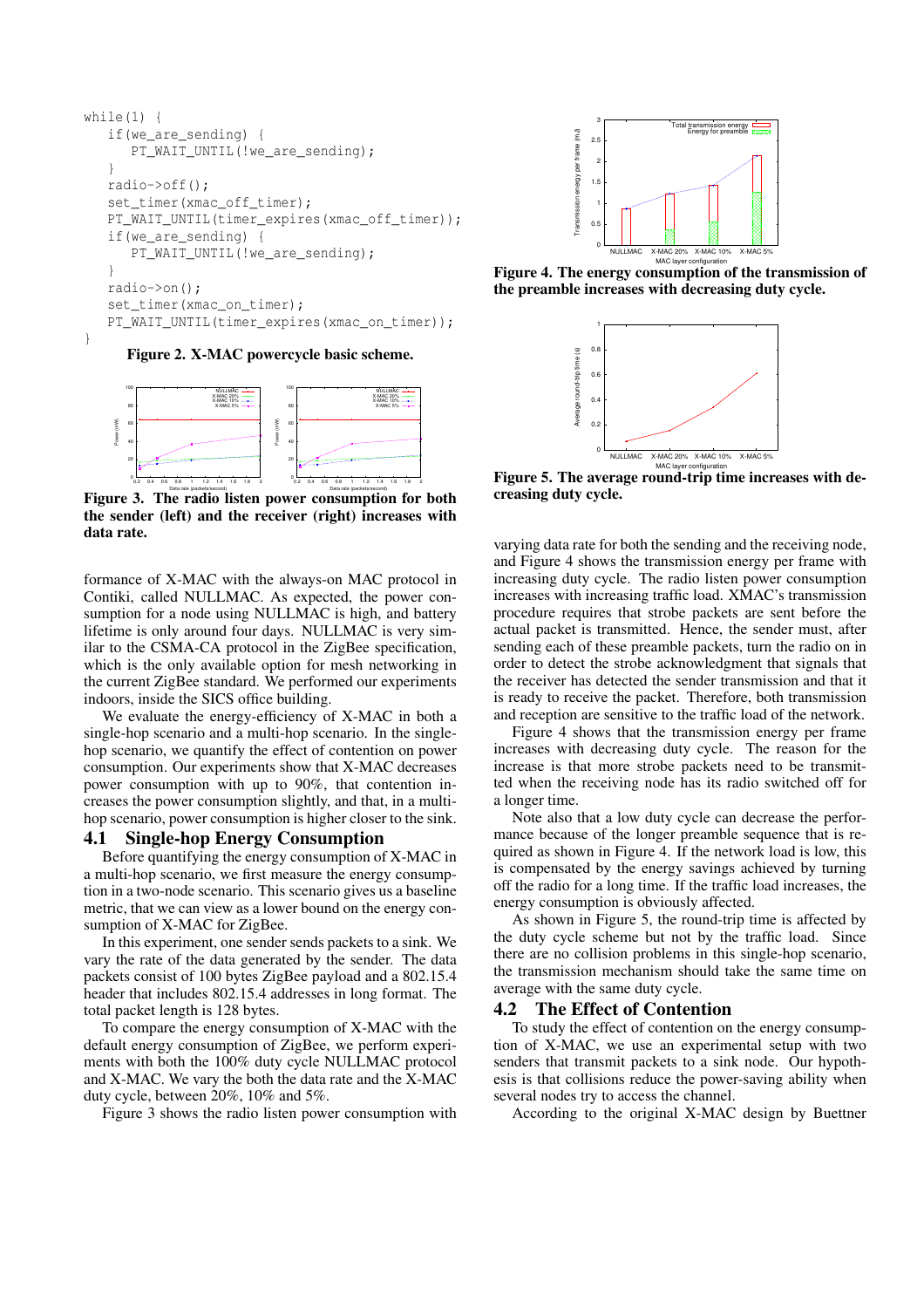```
while(1) {
   if(we_are_sending) {
      PT_WAIT_UNTIL(!we_are_sending);
   }
   radio->off();
   set_timer(xmac_off_timer);
   PT_WAIT_UNTIL(timer_expires(xmac_off_timer));
   if(we_are_sending) {
      PT_WAIT_UNTIL(!we_are_sending);
   }
   radio->on();
   set_timer(xmac_on_timer);
   PT_WAIT_UNTIL(timer_expires(xmac_on_timer));
}
```

**Figure 2. X-MAC powercycle basic scheme.**

**Figure 3. The radio listen power consumption for both the sender (left) and the receiver (right) increases with data rate.**

formance of X-MAC with the always-on MAC protocol in Contiki, called NULLMAC. As expected, the power consumption for a node using NULLMAC is high, and battery lifetime is only around four days. NULLMAC is very similar to the CSMA-CA protocol in the ZigBee specification, which is the only available option for mesh networking in the current ZigBee standard. We performed our experiments indoors, inside the SICS office building.

We evaluate the energy-efficiency of X-MAC in both a single-hop scenario and a multi-hop scenario. In the single-hop scenario, we quantify the effect of contention on power consumption. Our experiments show that X-MAC decreases power consumption with up to 90%, that contention increases the power consumption slightly, and that, in a multi-hop scenario, power consumption is higher closer to the sink.

## 4.1 Single-hop Energy Consumption

Before quantifying the energy consumption of X-MAC in a multi-hop scenario, we first measure the energy consumption in a two-node scenario. This scenario gives us a baseline metric, that we can view as a lower bound on the energy consumption of X-MAC for ZigBee.

In this experiment, one sender sends packets to a sink. We vary the rate of the data generated by the sender. The data packets consist of 100 bytes ZigBee payload and a 802.15.4 header that includes 802.15.4 addresses in long format. The total packet length is 128 bytes.

To compare the energy consumption of X-MAC with the default energy consumption of ZigBee, we perform experiments with both the 100% duty cycle NULLMAC protocol and X-MAC. We vary the both the data rate and the X-MAC duty cycle, between 20%, 10% and 5%.

Figure 3 shows the radio listen power consumption with

**Figure 4. The energy consumption of the transmission of the preamble increases with decreasing duty cycle.**

**Figure 5. The average round-trip time increases with decreasing duty cycle.**

varying data rate for both the sending and the receiving node, and Figure 4 shows the transmission energy per frame with increasing duty cycle. The radio listen power consumption increases with increasing traffic load. XMAC's transmission procedure requires that strobe packets are sent before the actual packet is transmitted. Hence, the sender must, after sending each of these preamble packets, turn the radio on in order to detect the strobe acknowledgment that signals that the receiver has detected the sender transmission and that it is ready to receive the packet. Therefore, both transmission and reception are sensitive to the traffic load of the network.

Figure 4 shows that the transmission energy per frame increases with decreasing duty cycle. The reason for the increase is that more strobe packets need to be transmitted when the receiving node has its radio switched off for a longer time.

Note also that a low duty cycle can decrease the performance because of the longer preamble sequence that is required as shown in Figure 4. If the network load is low, this is compensated by the energy savings achieved by turning off the radio for a long time. If the traffic load increases, the energy consumption is obviously affected.

As shown in Figure 5, the round-trip time is affected by the duty cycle scheme but not by the traffic load. Since there are no collision problems in this single-hop scenario, the transmission mechanism should take the same time on average with the same duty cycle.

## 4.2 The Effect of Contention

To study the effect of contention on the energy consumption of X-MAC, we use an experimental setup with two senders that transmit packets to a sink node. Our hypothesis is that collisions reduce the power-saving ability when several nodes try to access the channel.

According to the original X-MAC design by Buettner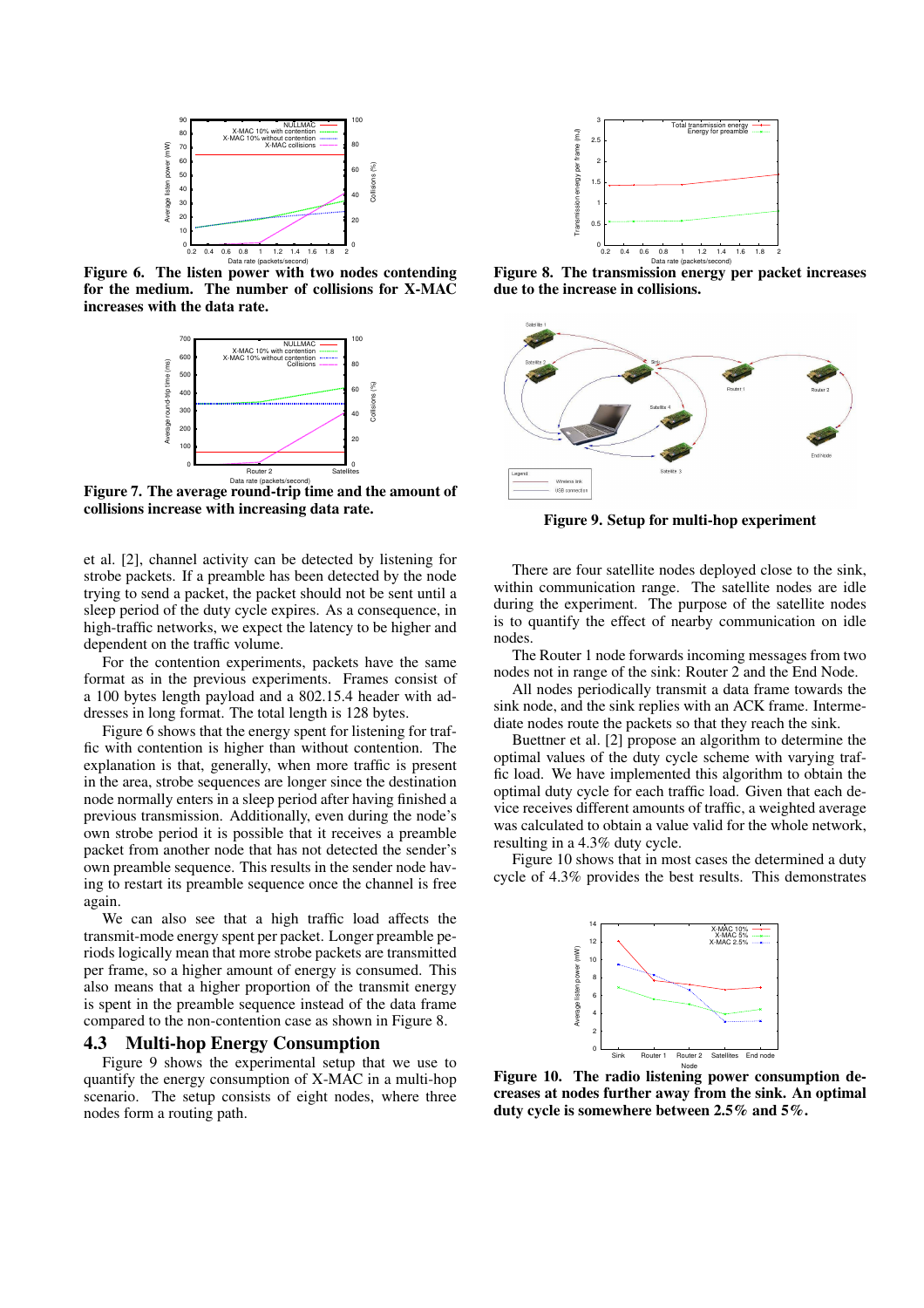Figure 6. The listen power with two nodes contending for the medium. The number of collisions for X-MAC increases with the data rate.

Figure 7. The average round-trip time and the amount of collisions increase with increasing data rate.

et al. [2], channel activity can be detected by listening for strobe packets. If a preamble has been detected by the node trying to send a packet, the packet should not be sent until a sleep period of the duty cycle expires. As a consequence, in high-traffic networks, we expect the latency to be higher and dependent on the traffic volume.

For the contention experiments, packets have the same format as in the previous experiments. Frames consist of a 100 bytes length payload and a 802.15.4 header with addresses in long format. The total length is 128 bytes.

Figure 6 shows that the energy spent for listening for traffic with contention is higher than without contention. The explanation is that, generally, when more traffic is present in the area, strobe sequences are longer since the destination node normally enters in a sleep period after having finished a previous transmission. Additionally, even during the node's own strobe period it is possible that it receives a preamble packet from another node that has not detected the sender's own preamble sequence. This results in the sender node having to restart its preamble sequence once the channel is free again.

We can also see that a high traffic load affects the transmit-mode energy spent per packet. Longer preamble periods logically mean that more strobe packets are transmitted per frame, so a higher amount of energy is consumed. This also means that a higher proportion of the transmit energy is spent in the preamble sequence instead of the data frame compared to the non-contention case as shown in Figure 8.

## 4.3 Multi-hop Energy Consumption

Figure 9 shows the experimental setup that we use to quantify the energy consumption of X-MAC in a multi-hop scenario. The setup consists of eight nodes, where three nodes form a routing path.

Figure 8. The transmission energy per packet increases due to the increase in collisions.

Figure 9. Setup for multi-hop experiment

There are four satellite nodes deployed close to the sink, within communication range. The satellite nodes are idle during the experiment. The purpose of the satellite nodes is to quantify the effect of nearby communication on idle nodes.

The Router 1 node forwards incoming messages from two nodes not in range of the sink: Router 2 and the End Node.

All nodes periodically transmit a data frame towards the sink node, and the sink replies with an ACK frame. Intermediate nodes route the packets so that they reach the sink.

Buettner et al. [2] propose an algorithm to determine the optimal values of the duty cycle scheme with varying traffic load. We have implemented this algorithm to obtain the optimal duty cycle for each traffic load. Given that each device receives different amounts of traffic, a weighted average was calculated to obtain a value valid for the whole network, resulting in a 4.3% duty cycle.

Figure 10 shows that in most cases the determined a duty cycle of 4.3% provides the best results. This demonstrates

Figure 10. The radio listening power consumption decreases at nodes further away from the sink. An optimal duty cycle is somewhere between 2.5% and 5%.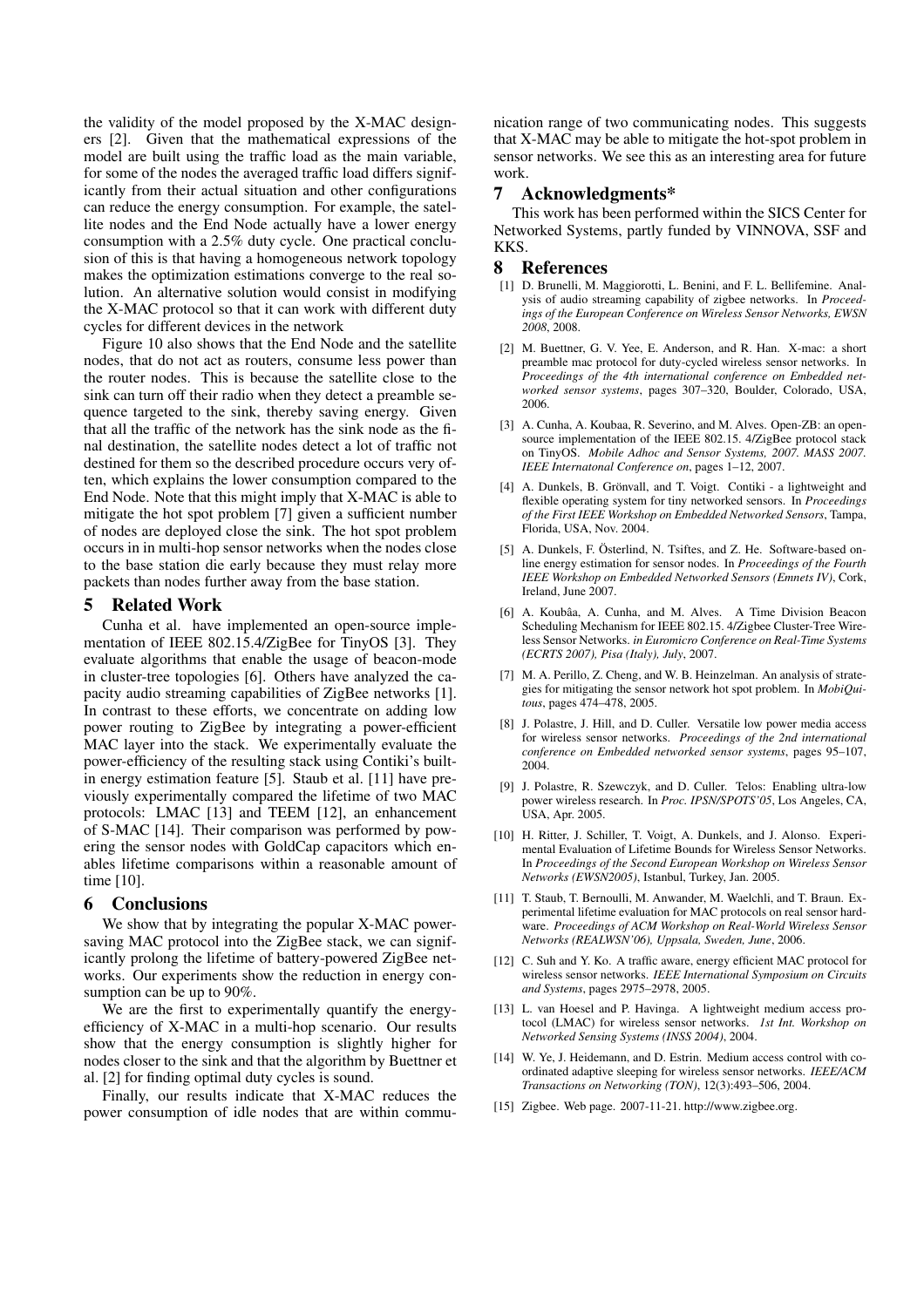the validity of the model proposed by the X-MAC designers [2]. Given that the mathematical expressions of the model are built using the traffic load as the main variable, for some of the nodes the averaged traffic load differs significantly from their actual situation and other configurations can reduce the energy consumption. For example, the satellite nodes and the End Node actually have a lower energy consumption with a 2.5% duty cycle. One practical conclusion of this is that having a homogeneous network topology makes the optimization estimations converge to the real solution. An alternative solution would consist in modifying the X-MAC protocol so that it can work with different duty cycles for different devices in the network

Figure 10 also shows that the End Node and the satellite nodes, that do not act as routers, consume less power than the router nodes. This is because the satellite close to the sink can turn off their radio when they detect a preamble sequence targeted to the sink, thereby saving energy. Given that all the traffic of the network has the sink node as the final destination, the satellite nodes detect a lot of traffic not destined for them so the described procedure occurs very often, which explains the lower consumption compared to the End Node. Note that this might imply that X-MAC is able to mitigate the hot spot problem [7] given a sufficient number of nodes are deployed close the sink. The hot spot problem occurs in in multi-hop sensor networks when the nodes close to the base station die early because they must relay more packets than nodes further away from the base station.

# 5 Related Work

Cunha et al. have implemented an open-source implementation of IEEE 802.15.4/ZigBee for TinyOS [3]. They evaluate algorithms that enable the usage of beacon-mode in cluster-tree topologies [6]. Others have analyzed the capacity audio streaming capabilities of ZigBee networks [1]. In contrast to these efforts, we concentrate on adding low power routing to ZigBee by integrating a power-efficient MAC layer into the stack. We experimentally evaluate the power-efficiency of the resulting stack using Contiki's built-in energy estimation feature [5]. Staub et al. [11] have previously experimentally compared the lifetime of two MAC protocols: LMAC [13] and TEEM [12], an enhancement of S-MAC [14]. Their comparison was performed by powering the sensor nodes with GoldCap capacitors which enables lifetime comparisons within a reasonable amount of time [10].

# 6 Conclusions

We show that by integrating the popular X-MAC power-saving MAC protocol into the ZigBee stack, we can significantly prolong the lifetime of battery-powered ZigBee networks. Our experiments show the reduction in energy consumption can be up to 90%.

We are the first to experimentally quantify the energy-efficiency of X-MAC in a multi-hop scenario. Our results show that the energy consumption is slightly higher for nodes closer to the sink and that the algorithm by Buettner et al. [2] for finding optimal duty cycles is sound.

Finally, our results indicate that X-MAC reduces the power consumption of idle nodes that are within communication range of two communicating nodes. This suggests that X-MAC may be able to mitigate the hot-spot problem in sensor networks. We see this as an interesting area for future work.

# 7 Acknowledgments*

This work has been performed within the SICS Center for Networked Systems, partly funded by VINNOVA, SSF and KKS.

# 8 References

[1] D. Brunelli, M. Maggiorotti, L. Benini, and F. L. Bellifemine. Analysis of audio streaming capability of zigbee networks. In *Proceedings of the European Conference on Wireless Sensor Networks, EWSN 2008*, 2008.

[2] M. Buettner, G. V. Yee, E. Anderson, and R. Han. X-mac: a short preamble mac protocol for duty-cycled wireless sensor networks. In *Proceedings of the 4th international conference on Embedded networked sensor systems*, pages 307–320, Boulder, Colorado, USA, 2006.

[3] A. Cunha, A. Koubaa, R. Severino, and M. Alves. Open-ZB: an open-source implementation of the IEEE 802.15. 4/ZigBee protocol stack on TinyOS. *Mobile Adhoc and Sensor Systems, 2007. MASS 2007. IEEE Internatonal Conference on*, pages 1–12, 2007.

[4] A. Dunkels, B. Grönvall, and T. Voigt. Contiki - a lightweight and flexible operating system for tiny networked sensors. In *Proceedings of the First IEEE Workshop on Embedded Networked Sensors*, Tampa, Florida, USA, Nov. 2004.

[5] A. Dunkels, F. Österlind, N. Tsiftes, and Z. He. Software-based online energy estimation for sensor nodes. In *Proceedings of the Fourth IEEE Workshop on Embedded Networked Sensors (Emnets IV)*, Cork, Ireland, June 2007.

[6] A. Koubâa, A. Cunha, and M. Alves. A Time Division Beacon Scheduling Mechanism for IEEE 802.15. 4/Zigbee Cluster-Tree Wireless Sensor Networks. *in Euromicro Conference on Real-Time Systems (ECRTS 2007), Pisa (Italy), July*, 2007.

[7] M. A. Perillo, Z. Cheng, and W. B. Heinzelman. An analysis of strategies for mitigating the sensor network hot spot problem. In *MobiQuitous*, pages 474–478, 2005.

[8] J. Polastre, J. Hill, and D. Culler. Versatile low power media access for wireless sensor networks. *Proceedings of the 2nd international conference on Embedded networked sensor systems*, pages 95–107, 2004.

[9] J. Polastre, R. Szewczyk, and D. Culler. Telos: Enabling ultra-low power wireless research. In *Proc. IPSN/SPOTS'05*, Los Angeles, CA, USA, Apr. 2005.

[10] H. Ritter, J. Schiller, T. Voigt, A. Dunkels, and J. Alonso. Experimental Evaluation of Lifetime Bounds for Wireless Sensor Networks. In *Proceedings of the Second European Workshop on Wireless Sensor Networks (EWSN2005)*, Istanbul, Turkey, Jan. 2005.

[11] T. Staub, T. Bernoulli, M. Anwander, M. Waelchli, and T. Braun. Experimental lifetime evaluation for MAC protocols on real sensor hardware. *Proceedings of ACM Workshop on Real-World Wireless Sensor Networks (REALWSN'06), Uppsala, Sweden, June*, 2006.

[12] C. Suh and Y. Ko. A traffic aware, energy efficient MAC protocol for wireless sensor networks. *IEEE International Symposium on Circuits and Systems*, pages 2975–2978, 2005.

[13] L. van Hoesel and P. Havinga. A lightweight medium access protocol (LMAC) for wireless sensor networks. *1st Int. Workshop on Networked Sensing Systems (INSS 2004)*, 2004.

[14] W. Ye, J. Heidemann, and D. Estrin. Medium access control with coordinated adaptive sleeping for wireless sensor networks. *IEEE/ACM Transactions on Networking (TON)*, 12(3):493–506, 2004.

[15] Zigbee. Web page. 2007-11-21. http://www.zigbee.org.